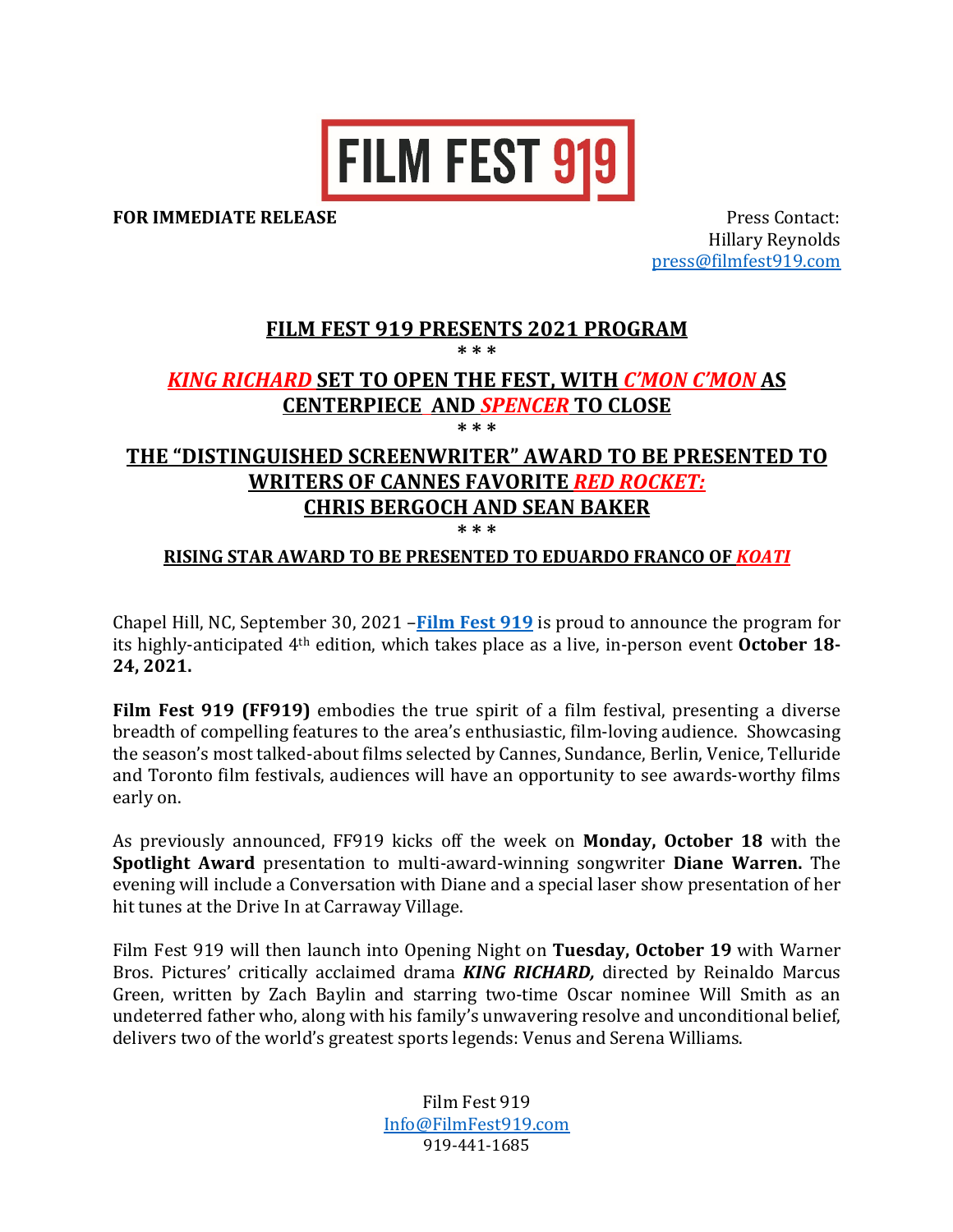# FILM FEST 919

**FOR IMMEDIATE RELEASE**

Press Contact:
Hillary Reynolds
press@filmfest919.com

## FILM FEST 919 PRESENTS 2021 PROGRAM

\* \* \*

## *KING RICHARD* SET TO OPEN THE FEST, WITH *C'MON C'MON* AS CENTERPIECE AND *SPENCER* TO CLOSE

\* \* \*

## THE "DISTINGUISHED SCREENWRITER" AWARD TO BE PRESENTED TO WRITERS OF CANNES FAVORITE *RED ROCKET:* CHRIS BERGOCH AND SEAN BAKER

\* \* \*

### RISING STAR AWARD TO BE PRESENTED TO EDUARDO FRANCO OF *KOATI*

Chapel Hill, NC, September 30, 2021 –**Film Fest 919** is proud to announce the program for its highly-anticipated 4th edition, which takes place as a live, in-person event **October 18-24, 2021.**

**Film Fest 919 (FF919)** embodies the true spirit of a film festival, presenting a diverse breadth of compelling features to the area's enthusiastic, film-loving audience. Showcasing the season's most talked-about films selected by Cannes, Sundance, Berlin, Venice, Telluride and Toronto film festivals, audiences will have an opportunity to see awards-worthy films early on.

As previously announced, FF919 kicks off the week on **Monday, October 18** with the **Spotlight Award** presentation to multi-award-winning songwriter **Diane Warren.** The evening will include a Conversation with Diane and a special laser show presentation of her hit tunes at the Drive In at Carraway Village.

Film Fest 919 will then launch into Opening Night on **Tuesday, October 19** with Warner Bros. Pictures' critically acclaimed drama ***KING RICHARD,*** directed by Reinaldo Marcus Green, written by Zach Baylin and starring two-time Oscar nominee Will Smith as an undeterred father who, along with his family's unwavering resolve and unconditional belief, delivers two of the world's greatest sports legends: Venus and Serena Williams.

Film Fest 919
Info@FilmFest919.com
919-441-1685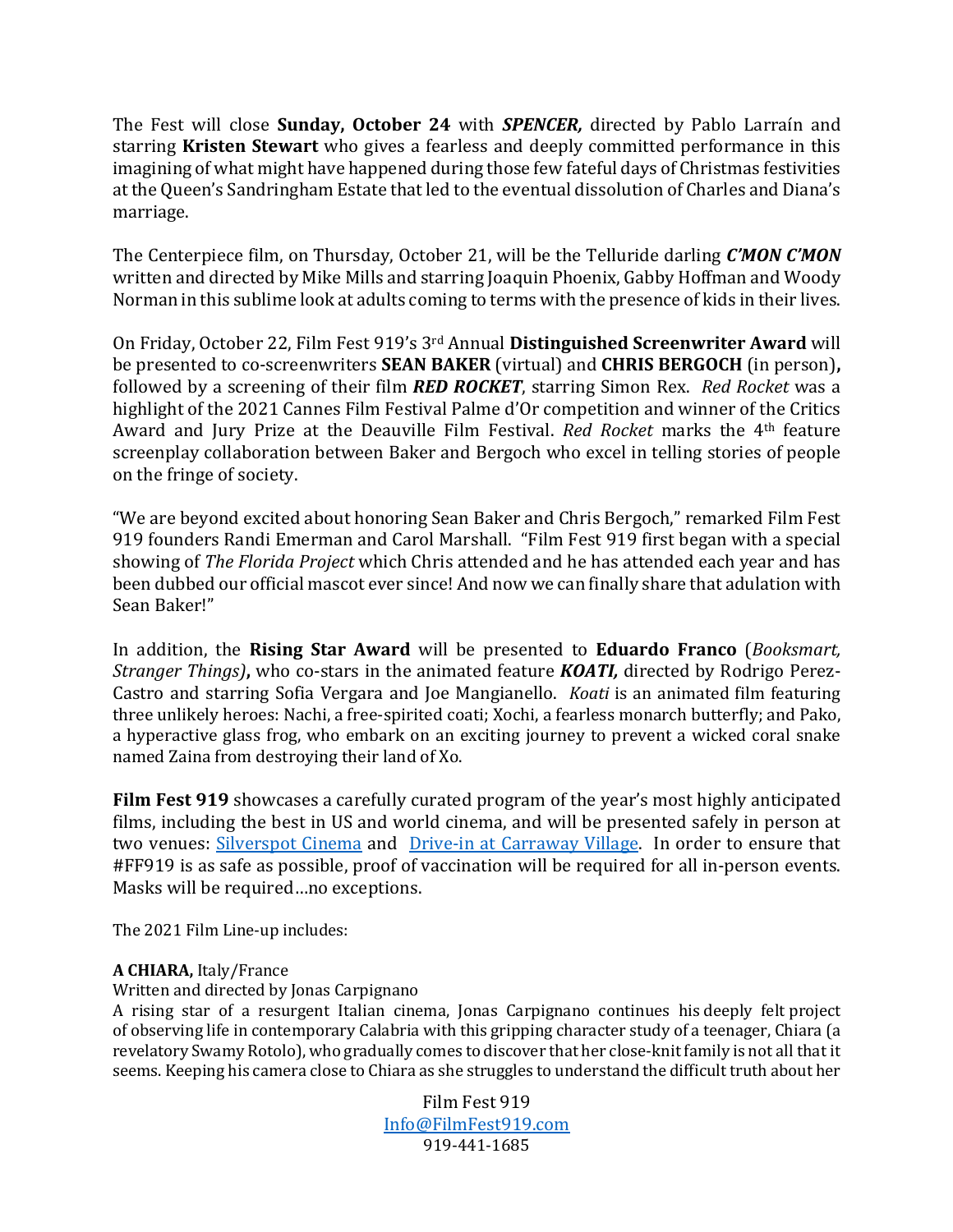The Fest will close **Sunday, October 24** with ***SPENCER,*** directed by Pablo Larraín and starring **Kristen Stewart** who gives a fearless and deeply committed performance in this imagining of what might have happened during those few fateful days of Christmas festivities at the Queen's Sandringham Estate that led to the eventual dissolution of Charles and Diana's marriage.

The Centerpiece film, on Thursday, October 21, will be the Telluride darling ***C'MON C'MON*** written and directed by Mike Mills and starring Joaquin Phoenix, Gabby Hoffman and Woody Norman in this sublime look at adults coming to terms with the presence of kids in their lives.

On Friday, October 22, Film Fest 919's 3rd Annual **Distinguished Screenwriter Award** will be presented to co-screenwriters **SEAN BAKER** (virtual) and **CHRIS BERGOCH** (in person)**,** followed by a screening of their film ***RED ROCKET***, starring Simon Rex. *Red Rocket* was a highlight of the 2021 Cannes Film Festival Palme d'Or competition and winner of the Critics Award and Jury Prize at the Deauville Film Festival. *Red Rocket* marks the 4th feature screenplay collaboration between Baker and Bergoch who excel in telling stories of people on the fringe of society.

"We are beyond excited about honoring Sean Baker and Chris Bergoch," remarked Film Fest 919 founders Randi Emerman and Carol Marshall. "Film Fest 919 first began with a special showing of *The Florida Project* which Chris attended and he has attended each year and has been dubbed our official mascot ever since! And now we can finally share that adulation with Sean Baker!"

In addition, the **Rising Star Award** will be presented to **Eduardo Franco** (*Booksmart, Stranger Things)***,** who co-stars in the animated feature ***KOATI,*** directed by Rodrigo Perez-Castro and starring Sofia Vergara and Joe Mangianello. *Koati* is an animated film featuring three unlikely heroes: Nachi, a free-spirited coati; Xochi, a fearless monarch butterfly; and Pako, a hyperactive glass frog, who embark on an exciting journey to prevent a wicked coral snake named Zaina from destroying their land of Xo.

**Film Fest 919** showcases a carefully curated program of the year's most highly anticipated films, including the best in US and world cinema, and will be presented safely in person at two venues: [Silverspot Cinema]() and [Drive-in at Carraway Village](). In order to ensure that #FF919 is as safe as possible, proof of vaccination will be required for all in-person events. Masks will be required…no exceptions.

The 2021 Film Line-up includes:

**A CHIARA,** Italy/France
Written and directed by Jonas Carpignano
A rising star of a resurgent Italian cinema, Jonas Carpignano continues his deeply felt project of observing life in contemporary Calabria with this gripping character study of a teenager, Chiara (a revelatory Swamy Rotolo), who gradually comes to discover that her close-knit family is not all that it seems. Keeping his camera close to Chiara as she struggles to understand the difficult truth about her

Film Fest 919
Info@FilmFest919.com
919-441-1685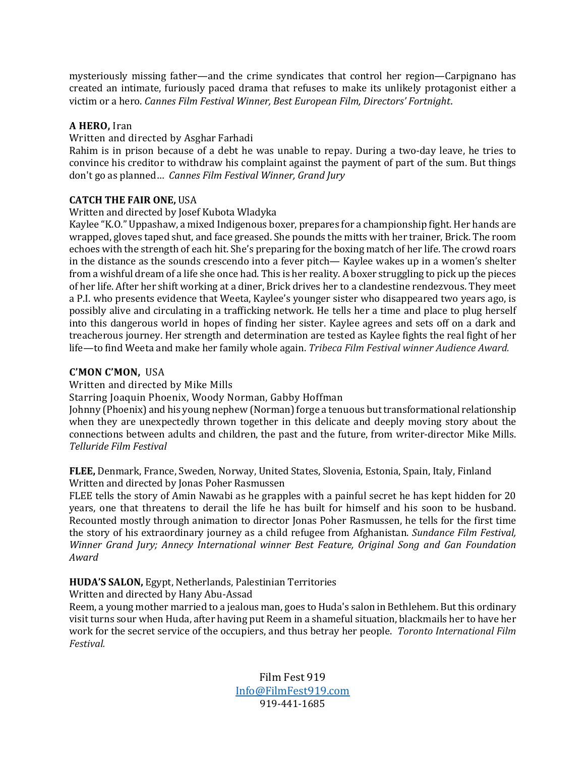mysteriously missing father—and the crime syndicates that control her region—Carpignano has created an intimate, furiously paced drama that refuses to make its unlikely protagonist either a victim or a hero. *Cannes Film Festival Winner, Best European Film, Directors' Fortnight.*

**A HERO,** Iran
Written and directed by Asghar Farhadi
Rahim is in prison because of a debt he was unable to repay. During a two-day leave, he tries to convince his creditor to withdraw his complaint against the payment of part of the sum. But things don't go as planned… *Cannes Film Festival Winner, Grand Jury*

**CATCH THE FAIR ONE,** USA
Written and directed by Josef Kubota Wladyka
Kaylee "K.O." Uppashaw, a mixed Indigenous boxer, prepares for a championship fight. Her hands are wrapped, gloves taped shut, and face greased. She pounds the mitts with her trainer, Brick. The room echoes with the strength of each hit. She's preparing for the boxing match of her life. The crowd roars in the distance as the sounds crescendo into a fever pitch— Kaylee wakes up in a women's shelter from a wishful dream of a life she once had. This is her reality. A boxer struggling to pick up the pieces of her life. After her shift working at a diner, Brick drives her to a clandestine rendezvous. They meet a P.I. who presents evidence that Weeta, Kaylee's younger sister who disappeared two years ago, is possibly alive and circulating in a trafficking network. He tells her a time and place to plug herself into this dangerous world in hopes of finding her sister. Kaylee agrees and sets off on a dark and treacherous journey. Her strength and determination are tested as Kaylee fights the real fight of her life—to find Weeta and make her family whole again. *Tribeca Film Festival winner Audience Award.*

**C'MON C'MON,** USA
Written and directed by Mike Mills
Starring Joaquin Phoenix, Woody Norman, Gabby Hoffman
Johnny (Phoenix) and his young nephew (Norman) forge a tenuous but transformational relationship when they are unexpectedly thrown together in this delicate and deeply moving story about the connections between adults and children, the past and the future, from writer-director Mike Mills. *Telluride Film Festival*

**FLEE,** Denmark, France, Sweden, Norway, United States, Slovenia, Estonia, Spain, Italy, Finland
Written and directed by Jonas Poher Rasmussen
FLEE tells the story of Amin Nawabi as he grapples with a painful secret he has kept hidden for 20 years, one that threatens to derail the life he has built for himself and his soon to be husband. Recounted mostly through animation to director Jonas Poher Rasmussen, he tells for the first time the story of his extraordinary journey as a child refugee from Afghanistan. *Sundance Film Festival, Winner Grand Jury; Annecy International winner Best Feature, Original Song and Gan Foundation Award*

**HUDA'S SALON,** Egypt, Netherlands, Palestinian Territories
Written and directed by Hany Abu-Assad
Reem, a young mother married to a jealous man, goes to Huda's salon in Bethlehem. But this ordinary visit turns sour when Huda, after having put Reem in a shameful situation, blackmails her to have her work for the secret service of the occupiers, and thus betray her people. *Toronto International Film Festival.*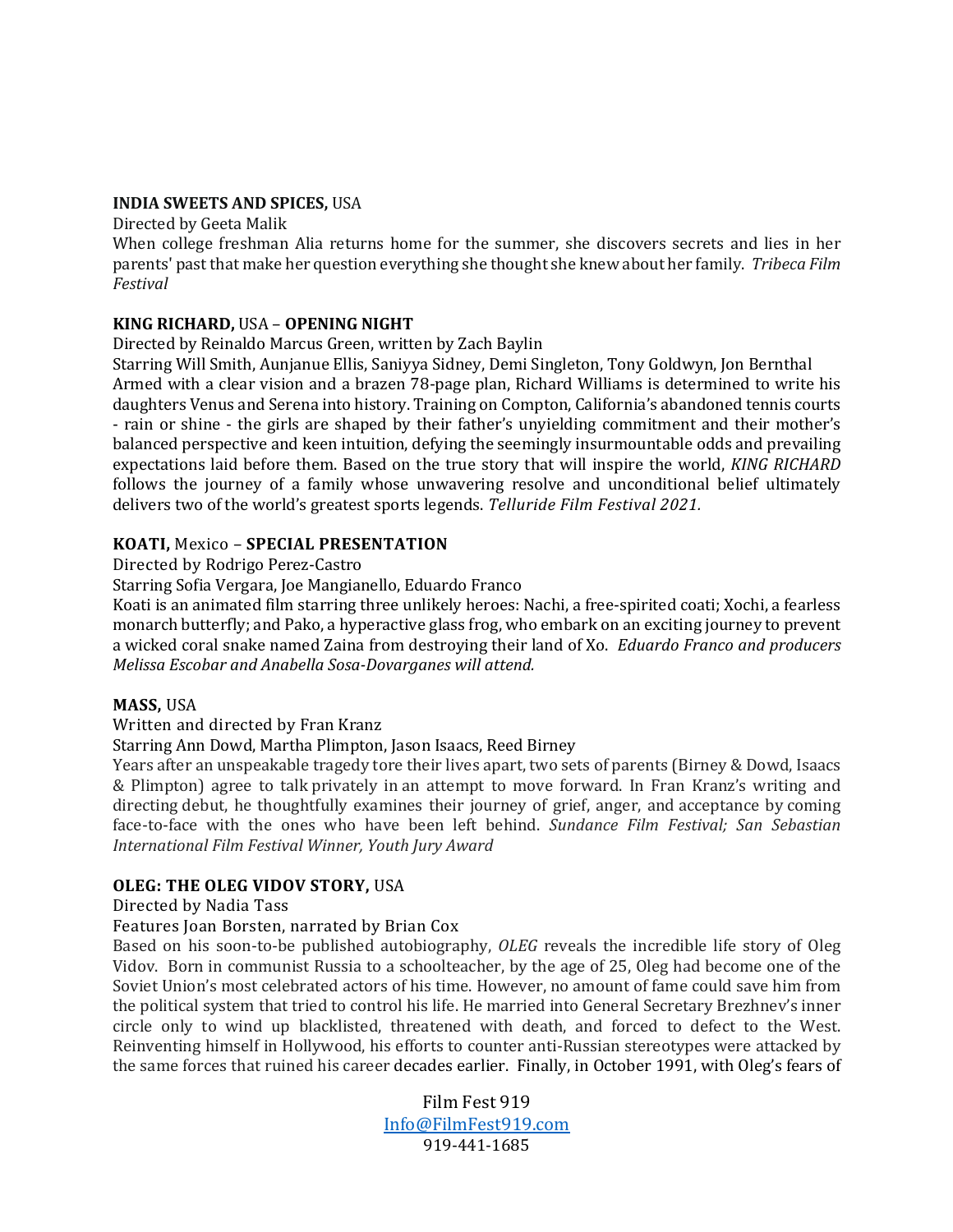**INDIA SWEETS AND SPICES,** USA

Directed by Geeta Malik

When college freshman Alia returns home for the summer, she discovers secrets and lies in her parents' past that make her question everything she thought she knew about her family. *Tribeca Film Festival*

**KING RICHARD,** USA – **OPENING NIGHT**

Directed by Reinaldo Marcus Green, written by Zach Baylin

Starring Will Smith, Aunjanue Ellis, Saniyya Sidney, Demi Singleton, Tony Goldwyn, Jon Bernthal

Armed with a clear vision and a brazen 78-page plan, Richard Williams is determined to write his daughters Venus and Serena into history. Training on Compton, California's abandoned tennis courts - rain or shine - the girls are shaped by their father's unyielding commitment and their mother's balanced perspective and keen intuition, defying the seemingly insurmountable odds and prevailing expectations laid before them. Based on the true story that will inspire the world, *KING RICHARD* follows the journey of a family whose unwavering resolve and unconditional belief ultimately delivers two of the world's greatest sports legends. *Telluride Film Festival 2021.*

**KOATI,** Mexico – **SPECIAL PRESENTATION**

Directed by Rodrigo Perez-Castro

Starring Sofia Vergara, Joe Mangianello, Eduardo Franco

Koati is an animated film starring three unlikely heroes: Nachi, a free-spirited coati; Xochi, a fearless monarch butterfly; and Pako, a hyperactive glass frog, who embark on an exciting journey to prevent a wicked coral snake named Zaina from destroying their land of Xo. *Eduardo Franco and producers Melissa Escobar and Anabella Sosa-Dovarganes will attend.*

**MASS,** USA

Written and directed by Fran Kranz

Starring Ann Dowd, Martha Plimpton, Jason Isaacs, Reed Birney

Years after an unspeakable tragedy tore their lives apart, two sets of parents (Birney & Dowd, Isaacs & Plimpton) agree to talk privately in an attempt to move forward. In Fran Kranz's writing and directing debut, he thoughtfully examines their journey of grief, anger, and acceptance by coming face-to-face with the ones who have been left behind. *Sundance Film Festival; San Sebastian International Film Festival Winner, Youth Jury Award*

**OLEG: THE OLEG VIDOV STORY,** USA

Directed by Nadia Tass

Features Joan Borsten, narrated by Brian Cox

Based on his soon-to-be published autobiography, *OLEG* reveals the incredible life story of Oleg Vidov. Born in communist Russia to a schoolteacher, by the age of 25, Oleg had become one of the Soviet Union's most celebrated actors of his time. However, no amount of fame could save him from the political system that tried to control his life. He married into General Secretary Brezhnev's inner circle only to wind up blacklisted, threatened with death, and forced to defect to the West. Reinventing himself in Hollywood, his efforts to counter anti-Russian stereotypes were attacked by the same forces that ruined his career decades earlier. Finally, in October 1991, with Oleg's fears of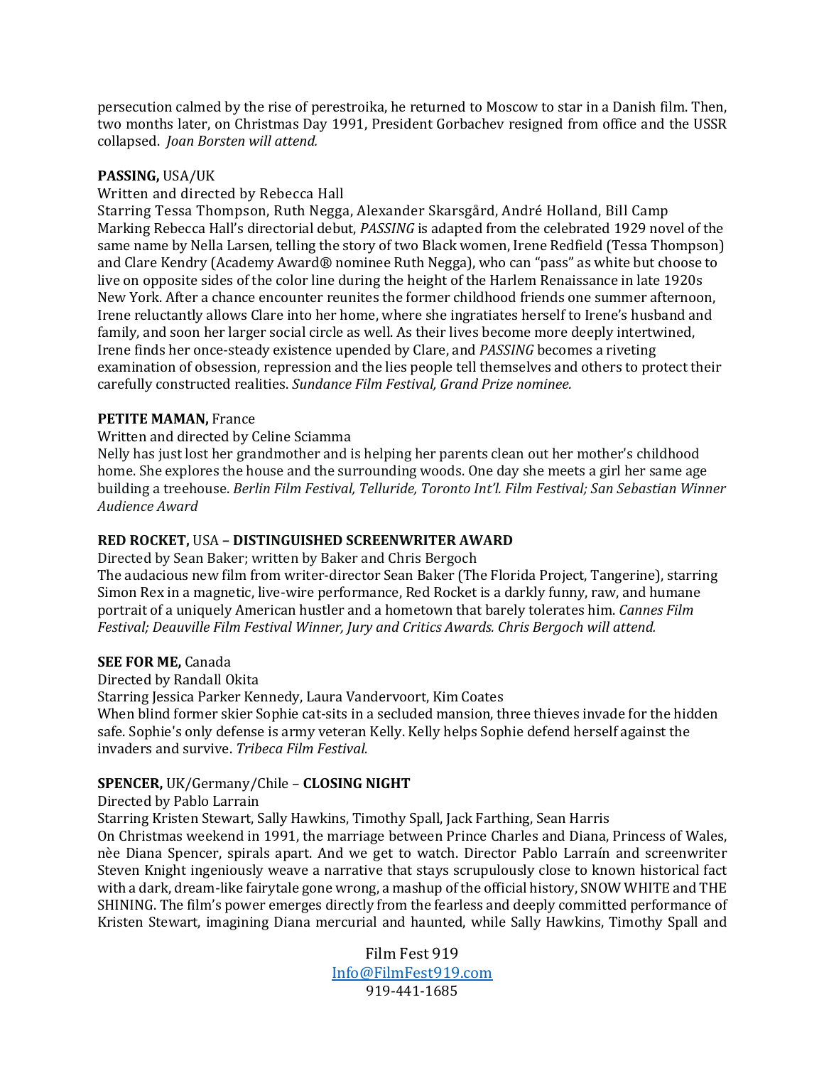persecution calmed by the rise of perestroika, he returned to Moscow to star in a Danish film. Then, two months later, on Christmas Day 1991, President Gorbachev resigned from office and the USSR collapsed. *Joan Borsten will attend.*

**PASSING,** USA/UK

Written and directed by Rebecca Hall

Starring Tessa Thompson, Ruth Negga, Alexander Skarsgård, André Holland, Bill Camp

Marking Rebecca Hall's directorial debut, *PASSING* is adapted from the celebrated 1929 novel of the same name by Nella Larsen, telling the story of two Black women, Irene Redfield (Tessa Thompson) and Clare Kendry (Academy Award® nominee Ruth Negga), who can "pass" as white but choose to live on opposite sides of the color line during the height of the Harlem Renaissance in late 1920s New York. After a chance encounter reunites the former childhood friends one summer afternoon, Irene reluctantly allows Clare into her home, where she ingratiates herself to Irene's husband and family, and soon her larger social circle as well. As their lives become more deeply intertwined, Irene finds her once-steady existence upended by Clare, and *PASSING* becomes a riveting examination of obsession, repression and the lies people tell themselves and others to protect their carefully constructed realities. *Sundance Film Festival, Grand Prize nominee.*

**PETITE MAMAN,** France

Written and directed by Celine Sciamma

Nelly has just lost her grandmother and is helping her parents clean out her mother's childhood home. She explores the house and the surrounding woods. One day she meets a girl her same age building a treehouse. *Berlin Film Festival, Telluride, Toronto Int'l. Film Festival; San Sebastian Winner Audience Award*

**RED ROCKET,** USA **– DISTINGUISHED SCREENWRITER AWARD**

Directed by Sean Baker; written by Baker and Chris Bergoch

The audacious new film from writer-director Sean Baker (The Florida Project, Tangerine), starring Simon Rex in a magnetic, live-wire performance, Red Rocket is a darkly funny, raw, and humane portrait of a uniquely American hustler and a hometown that barely tolerates him. *Cannes Film Festival; Deauville Film Festival Winner, Jury and Critics Awards. Chris Bergoch will attend.*

**SEE FOR ME,** Canada

Directed by Randall Okita

Starring Jessica Parker Kennedy, Laura Vandervoort, Kim Coates

When blind former skier Sophie cat-sits in a secluded mansion, three thieves invade for the hidden safe. Sophie's only defense is army veteran Kelly. Kelly helps Sophie defend herself against the invaders and survive. *Tribeca Film Festival.*

**SPENCER,** UK/Germany/Chile – **CLOSING NIGHT**

Directed by Pablo Larrain

Starring Kristen Stewart, Sally Hawkins, Timothy Spall, Jack Farthing, Sean Harris

On Christmas weekend in 1991, the marriage between Prince Charles and Diana, Princess of Wales, nèe Diana Spencer, spirals apart. And we get to watch. Director Pablo Larraín and screenwriter Steven Knight ingeniously weave a narrative that stays scrupulously close to known historical fact with a dark, dream-like fairytale gone wrong, a mashup of the official history, SNOW WHITE and THE SHINING. The film's power emerges directly from the fearless and deeply committed performance of Kristen Stewart, imagining Diana mercurial and haunted, while Sally Hawkins, Timothy Spall and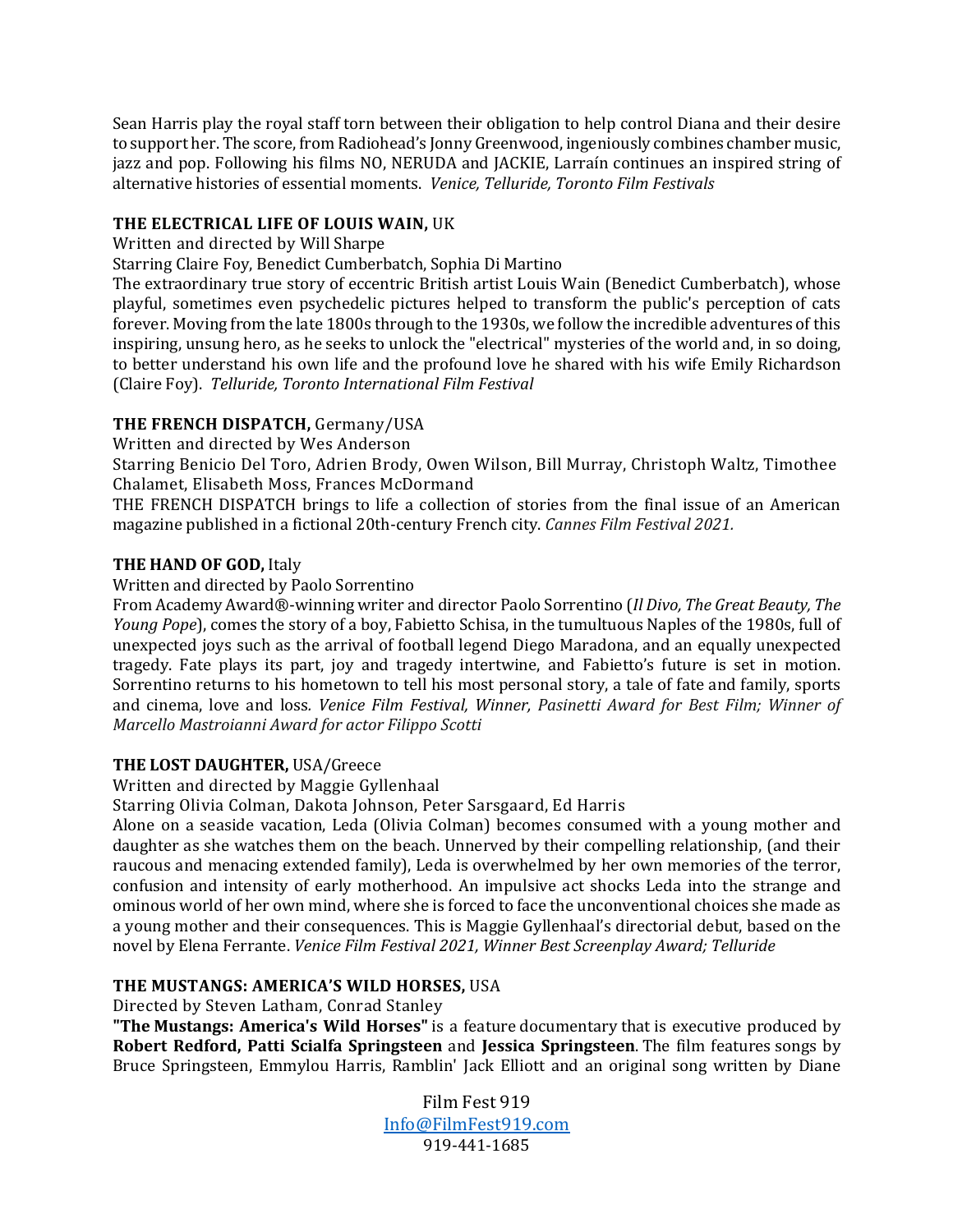Sean Harris play the royal staff torn between their obligation to help control Diana and their desire to support her. The score, from Radiohead's Jonny Greenwood, ingeniously combines chamber music, jazz and pop. Following his films NO, NERUDA and JACKIE, Larraín continues an inspired string of alternative histories of essential moments. *Venice, Telluride, Toronto Film Festivals*

**THE ELECTRICAL LIFE OF LOUIS WAIN,** UK

Written and directed by Will Sharpe

Starring Claire Foy, Benedict Cumberbatch, Sophia Di Martino

The extraordinary true story of eccentric British artist Louis Wain (Benedict Cumberbatch), whose playful, sometimes even psychedelic pictures helped to transform the public's perception of cats forever. Moving from the late 1800s through to the 1930s, we follow the incredible adventures of this inspiring, unsung hero, as he seeks to unlock the "electrical" mysteries of the world and, in so doing, to better understand his own life and the profound love he shared with his wife Emily Richardson (Claire Foy). *Telluride, Toronto International Film Festival*

**THE FRENCH DISPATCH,** Germany/USA

Written and directed by Wes Anderson

Starring Benicio Del Toro, Adrien Brody, Owen Wilson, Bill Murray, Christoph Waltz, Timothee Chalamet, Elisabeth Moss, Frances McDormand

THE FRENCH DISPATCH brings to life a collection of stories from the final issue of an American magazine published in a fictional 20th-century French city. *Cannes Film Festival 2021.*

**THE HAND OF GOD,** Italy

Written and directed by Paolo Sorrentino

From Academy Award®-winning writer and director Paolo Sorrentino (*Il Divo, The Great Beauty, The Young Pope*), comes the story of a boy, Fabietto Schisa, in the tumultuous Naples of the 1980s, full of unexpected joys such as the arrival of football legend Diego Maradona, and an equally unexpected tragedy. Fate plays its part, joy and tragedy intertwine, and Fabietto's future is set in motion. Sorrentino returns to his hometown to tell his most personal story, a tale of fate and family, sports and cinema, love and loss. *Venice Film Festival, Winner, Pasinetti Award for Best Film; Winner of Marcello Mastroianni Award for actor Filippo Scotti*

**THE LOST DAUGHTER,** USA/Greece

Written and directed by Maggie Gyllenhaal

Starring Olivia Colman, Dakota Johnson, Peter Sarsgaard, Ed Harris

Alone on a seaside vacation, Leda (Olivia Colman) becomes consumed with a young mother and daughter as she watches them on the beach. Unnerved by their compelling relationship, (and their raucous and menacing extended family), Leda is overwhelmed by her own memories of the terror, confusion and intensity of early motherhood. An impulsive act shocks Leda into the strange and ominous world of her own mind, where she is forced to face the unconventional choices she made as a young mother and their consequences. This is Maggie Gyllenhaal's directorial debut, based on the novel by Elena Ferrante. *Venice Film Festival 2021, Winner Best Screenplay Award; Telluride*

**THE MUSTANGS: AMERICA'S WILD HORSES,** USA

Directed by Steven Latham, Conrad Stanley

**"The Mustangs: America's Wild Horses"** is a feature documentary that is executive produced by **Robert Redford, Patti Scialfa Springsteen** and **Jessica Springsteen**. The film features songs by Bruce Springsteen, Emmylou Harris, Ramblin' Jack Elliott and an original song written by Diane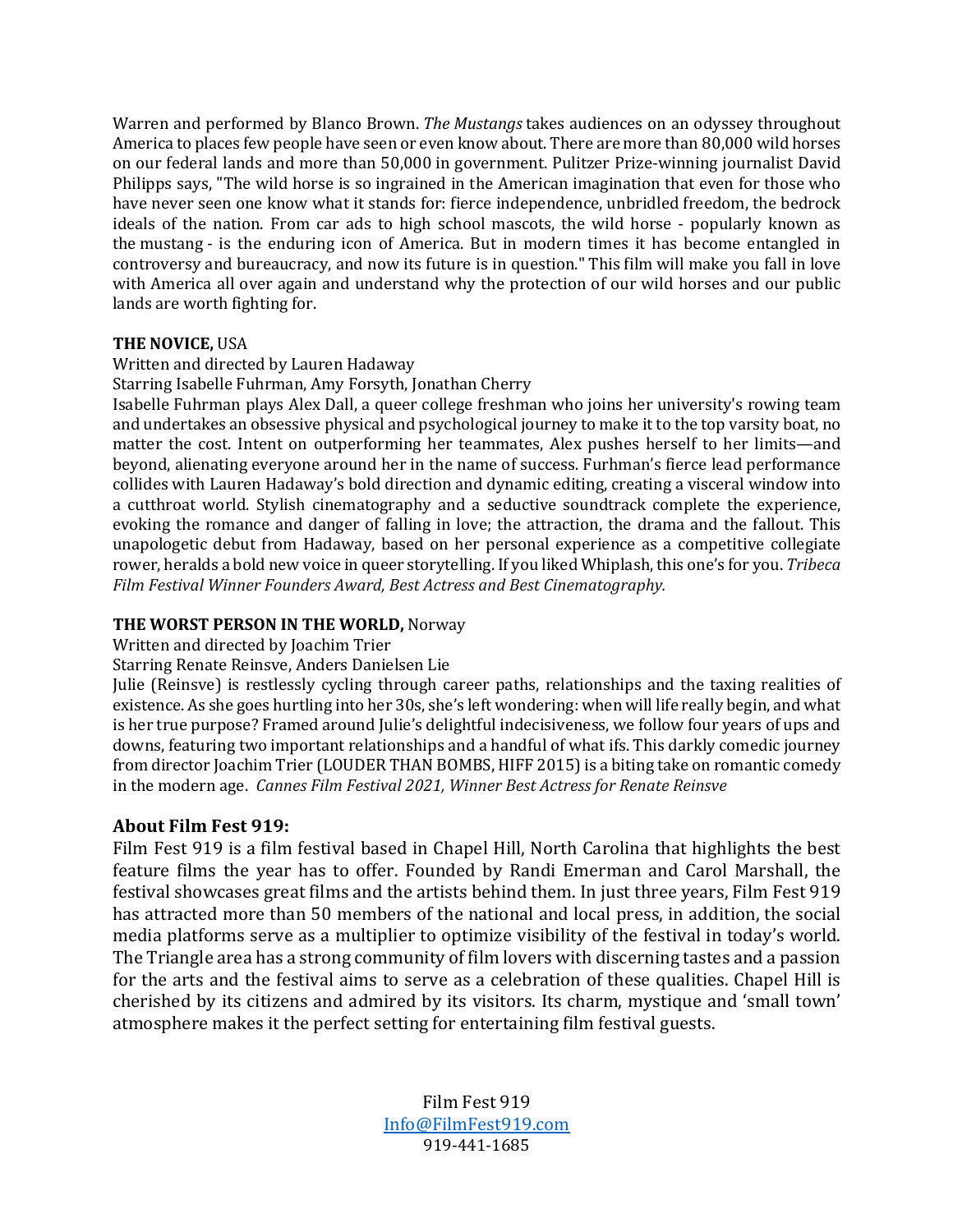Warren and performed by Blanco Brown. *The Mustangs* takes audiences on an odyssey throughout America to places few people have seen or even know about. There are more than 80,000 wild horses on our federal lands and more than 50,000 in government. Pulitzer Prize-winning journalist David Philipps says, "The wild horse is so ingrained in the American imagination that even for those who have never seen one know what it stands for: fierce independence, unbridled freedom, the bedrock ideals of the nation. From car ads to high school mascots, the wild horse - popularly known as the mustang - is the enduring icon of America. But in modern times it has become entangled in controversy and bureaucracy, and now its future is in question." This film will make you fall in love with America all over again and understand why the protection of our wild horses and our public lands are worth fighting for.

**THE NOVICE,** USA
Written and directed by Lauren Hadaway
Starring Isabelle Fuhrman, Amy Forsyth, Jonathan Cherry
Isabelle Fuhrman plays Alex Dall, a queer college freshman who joins her university's rowing team and undertakes an obsessive physical and psychological journey to make it to the top varsity boat, no matter the cost. Intent on outperforming her teammates, Alex pushes herself to her limits—and beyond, alienating everyone around her in the name of success. Furhman's fierce lead performance collides with Lauren Hadaway's bold direction and dynamic editing, creating a visceral window into a cutthroat world. Stylish cinematography and a seductive soundtrack complete the experience, evoking the romance and danger of falling in love; the attraction, the drama and the fallout. This unapologetic debut from Hadaway, based on her personal experience as a competitive collegiate rower, heralds a bold new voice in queer storytelling. If you liked Whiplash, this one's for you. *Tribeca Film Festival Winner Founders Award, Best Actress and Best Cinematography.*

**THE WORST PERSON IN THE WORLD,** Norway
Written and directed by Joachim Trier
Starring Renate Reinsve, Anders Danielsen Lie
Julie (Reinsve) is restlessly cycling through career paths, relationships and the taxing realities of existence. As she goes hurtling into her 30s, she's left wondering: when will life really begin, and what is her true purpose? Framed around Julie's delightful indecisiveness, we follow four years of ups and downs, featuring two important relationships and a handful of what ifs. This darkly comedic journey from director Joachim Trier (LOUDER THAN BOMBS, HIFF 2015) is a biting take on romantic comedy in the modern age. *Cannes Film Festival 2021, Winner Best Actress for Renate Reinsve*

### About Film Fest 919:

Film Fest 919 is a film festival based in Chapel Hill, North Carolina that highlights the best feature films the year has to offer. Founded by Randi Emerman and Carol Marshall, the festival showcases great films and the artists behind them. In just three years, Film Fest 919 has attracted more than 50 members of the national and local press, in addition, the social media platforms serve as a multiplier to optimize visibility of the festival in today's world. The Triangle area has a strong community of film lovers with discerning tastes and a passion for the arts and the festival aims to serve as a celebration of these qualities. Chapel Hill is cherished by its citizens and admired by its visitors. Its charm, mystique and 'small town' atmosphere makes it the perfect setting for entertaining film festival guests.

Film Fest 919
Info@FilmFest919.com
919-441-1685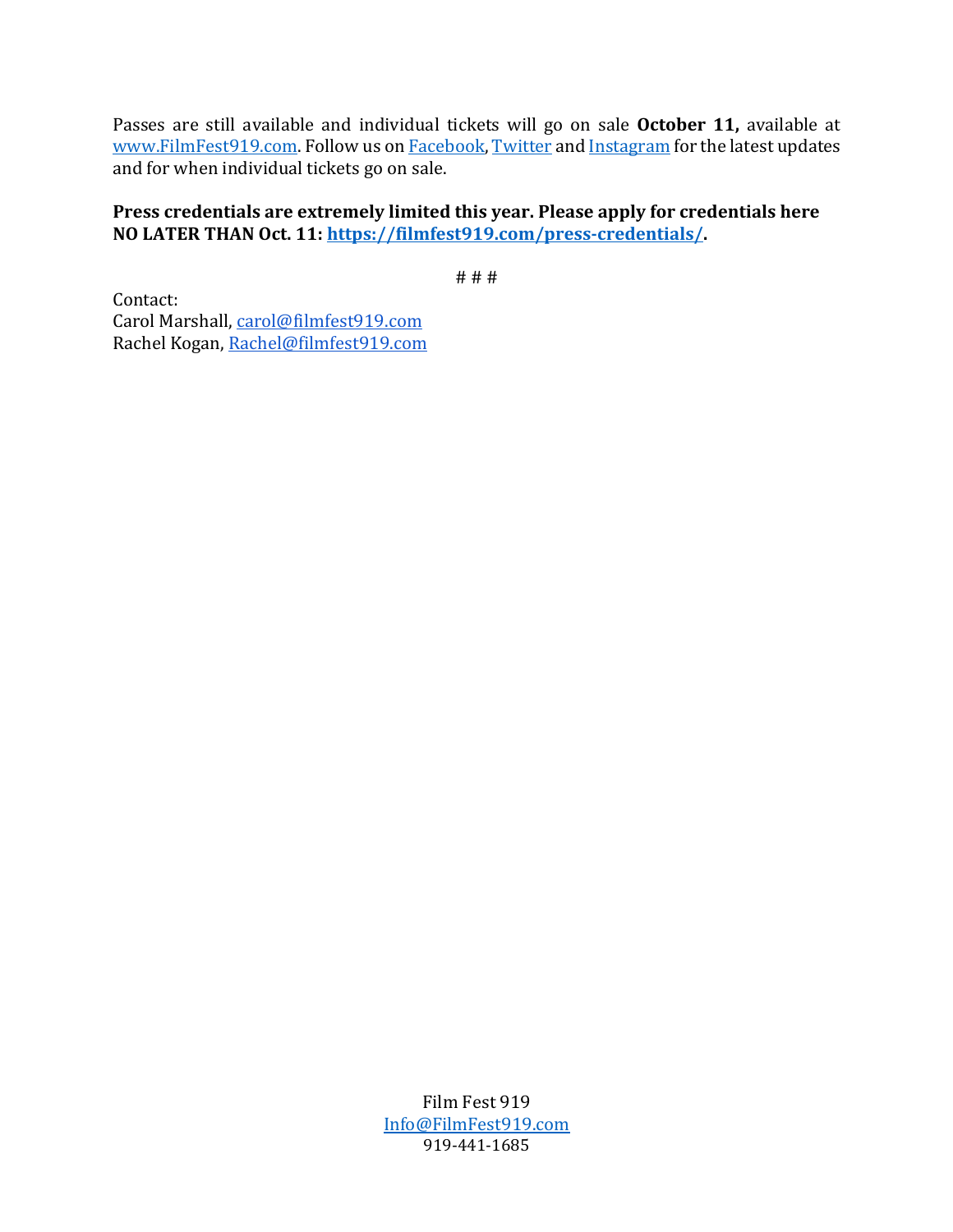Passes are still available and individual tickets will go on sale **October 11,** available at www.FilmFest919.com. Follow us on Facebook, Twitter and Instagram for the latest updates and for when individual tickets go on sale.

**Press credentials are extremely limited this year. Please apply for credentials here NO LATER THAN Oct. 11: https://filmfest919.com/press-credentials/.**

# # #

Contact:  
Carol Marshall, carol@filmfest919.com  
Rachel Kogan, Rachel@filmfest919.com

Film Fest 919  
Info@FilmFest919.com  
919-441-1685